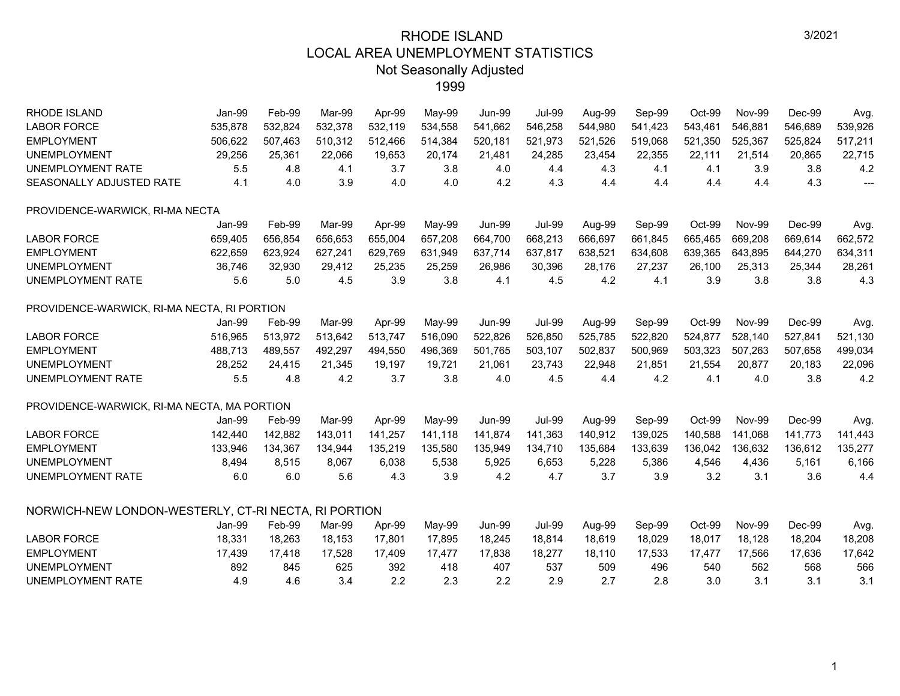# RHODE ISLAND
## LOCAL AREA UNEMPLOYMENT STATISTICS
### Not Seasonally Adjusted
### 1999

3/2021

| RHODE ISLAND | Jan-99 | Feb-99 | Mar-99 | Apr-99 | May-99 | Jun-99 | Jul-99 | Aug-99 | Sep-99 | Oct-99 | Nov-99 | Dec-99 | Avg. |
|---|---|---|---|---|---|---|---|---|---|---|---|---|---|
| LABOR FORCE | 535,878 | 532,824 | 532,378 | 532,119 | 534,558 | 541,662 | 546,258 | 544,980 | 541,423 | 543,461 | 546,881 | 546,689 | 539,926 |
| EMPLOYMENT | 506,622 | 507,463 | 510,312 | 512,466 | 514,384 | 520,181 | 521,973 | 521,526 | 519,068 | 521,350 | 525,367 | 525,824 | 517,211 |
| UNEMPLOYMENT | 29,256 | 25,361 | 22,066 | 19,653 | 20,174 | 21,481 | 24,285 | 23,454 | 22,355 | 22,111 | 21,514 | 20,865 | 22,715 |
| UNEMPLOYMENT RATE | 5.5 | 4.8 | 4.1 | 3.7 | 3.8 | 4.0 | 4.4 | 4.3 | 4.1 | 4.1 | 3.9 | 3.8 | 4.2 |
| SEASONALLY ADJUSTED RATE | 4.1 | 4.0 | 3.9 | 4.0 | 4.0 | 4.2 | 4.3 | 4.4 | 4.4 | 4.4 | 4.4 | 4.3 | --- |

PROVIDENCE-WARWICK, RI-MA NECTA

| | Jan-99 | Feb-99 | Mar-99 | Apr-99 | May-99 | Jun-99 | Jul-99 | Aug-99 | Sep-99 | Oct-99 | Nov-99 | Dec-99 | Avg. |
|---|---|---|---|---|---|---|---|---|---|---|---|---|---|
| LABOR FORCE | 659,405 | 656,854 | 656,653 | 655,004 | 657,208 | 664,700 | 668,213 | 666,697 | 661,845 | 665,465 | 669,208 | 669,614 | 662,572 |
| EMPLOYMENT | 622,659 | 623,924 | 627,241 | 629,769 | 631,949 | 637,714 | 637,817 | 638,521 | 634,608 | 639,365 | 643,895 | 644,270 | 634,311 |
| UNEMPLOYMENT | 36,746 | 32,930 | 29,412 | 25,235 | 25,259 | 26,986 | 30,396 | 28,176 | 27,237 | 26,100 | 25,313 | 25,344 | 28,261 |
| UNEMPLOYMENT RATE | 5.6 | 5.0 | 4.5 | 3.9 | 3.8 | 4.1 | 4.5 | 4.2 | 4.1 | 3.9 | 3.8 | 3.8 | 4.3 |

PROVIDENCE-WARWICK, RI-MA NECTA, RI PORTION

| | Jan-99 | Feb-99 | Mar-99 | Apr-99 | May-99 | Jun-99 | Jul-99 | Aug-99 | Sep-99 | Oct-99 | Nov-99 | Dec-99 | Avg. |
|---|---|---|---|---|---|---|---|---|---|---|---|---|---|
| LABOR FORCE | 516,965 | 513,972 | 513,642 | 513,747 | 516,090 | 522,826 | 526,850 | 525,785 | 522,820 | 524,877 | 528,140 | 527,841 | 521,130 |
| EMPLOYMENT | 488,713 | 489,557 | 492,297 | 494,550 | 496,369 | 501,765 | 503,107 | 502,837 | 500,969 | 503,323 | 507,263 | 507,658 | 499,034 |
| UNEMPLOYMENT | 28,252 | 24,415 | 21,345 | 19,197 | 19,721 | 21,061 | 23,743 | 22,948 | 21,851 | 21,554 | 20,877 | 20,183 | 22,096 |
| UNEMPLOYMENT RATE | 5.5 | 4.8 | 4.2 | 3.7 | 3.8 | 4.0 | 4.5 | 4.4 | 4.2 | 4.1 | 4.0 | 3.8 | 4.2 |

PROVIDENCE-WARWICK, RI-MA NECTA, MA PORTION

| | Jan-99 | Feb-99 | Mar-99 | Apr-99 | May-99 | Jun-99 | Jul-99 | Aug-99 | Sep-99 | Oct-99 | Nov-99 | Dec-99 | Avg. |
|---|---|---|---|---|---|---|---|---|---|---|---|---|---|
| LABOR FORCE | 142,440 | 142,882 | 143,011 | 141,257 | 141,118 | 141,874 | 141,363 | 140,912 | 139,025 | 140,588 | 141,068 | 141,773 | 141,443 |
| EMPLOYMENT | 133,946 | 134,367 | 134,944 | 135,219 | 135,580 | 135,949 | 134,710 | 135,684 | 133,639 | 136,042 | 136,632 | 136,612 | 135,277 |
| UNEMPLOYMENT | 8,494 | 8,515 | 8,067 | 6,038 | 5,538 | 5,925 | 6,653 | 5,228 | 5,386 | 4,546 | 4,436 | 5,161 | 6,166 |
| UNEMPLOYMENT RATE | 6.0 | 6.0 | 5.6 | 4.3 | 3.9 | 4.2 | 4.7 | 3.7 | 3.9 | 3.2 | 3.1 | 3.6 | 4.4 |

NORWICH-NEW LONDON-WESTERLY, CT-RI NECTA, RI PORTION

| | Jan-99 | Feb-99 | Mar-99 | Apr-99 | May-99 | Jun-99 | Jul-99 | Aug-99 | Sep-99 | Oct-99 | Nov-99 | Dec-99 | Avg. |
|---|---|---|---|---|---|---|---|---|---|---|---|---|---|
| LABOR FORCE | 18,331 | 18,263 | 18,153 | 17,801 | 17,895 | 18,245 | 18,814 | 18,619 | 18,029 | 18,017 | 18,128 | 18,204 | 18,208 |
| EMPLOYMENT | 17,439 | 17,418 | 17,528 | 17,409 | 17,477 | 17,838 | 18,277 | 18,110 | 17,533 | 17,477 | 17,566 | 17,636 | 17,642 |
| UNEMPLOYMENT | 892 | 845 | 625 | 392 | 418 | 407 | 537 | 509 | 496 | 540 | 562 | 568 | 566 |
| UNEMPLOYMENT RATE | 4.9 | 4.6 | 3.4 | 2.2 | 2.3 | 2.2 | 2.9 | 2.7 | 2.8 | 3.0 | 3.1 | 3.1 | 3.1 |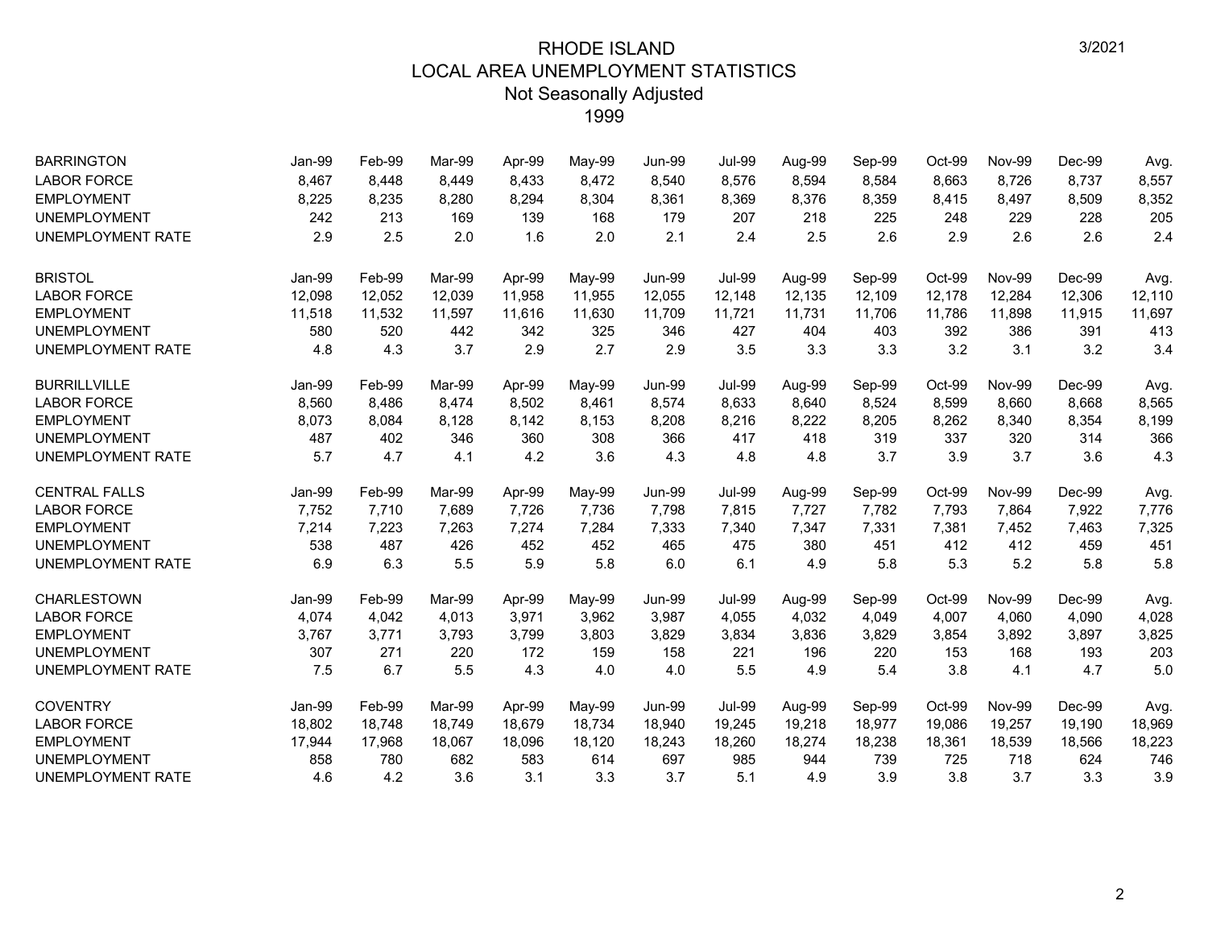# RHODE ISLAND
## LOCAL AREA UNEMPLOYMENT STATISTICS
### Not Seasonally Adjusted
### 1999

| BARRINGTON | Jan-99 | Feb-99 | Mar-99 | Apr-99 | May-99 | Jun-99 | Jul-99 | Aug-99 | Sep-99 | Oct-99 | Nov-99 | Dec-99 | Avg. |
|---|---|---|---|---|---|---|---|---|---|---|---|---|---|
| LABOR FORCE | 8,467 | 8,448 | 8,449 | 8,433 | 8,472 | 8,540 | 8,576 | 8,594 | 8,584 | 8,663 | 8,726 | 8,737 | 8,557 |
| EMPLOYMENT | 8,225 | 8,235 | 8,280 | 8,294 | 8,304 | 8,361 | 8,369 | 8,376 | 8,359 | 8,415 | 8,497 | 8,509 | 8,352 |
| UNEMPLOYMENT | 242 | 213 | 169 | 139 | 168 | 179 | 207 | 218 | 225 | 248 | 229 | 228 | 205 |
| UNEMPLOYMENT RATE | 2.9 | 2.5 | 2.0 | 1.6 | 2.0 | 2.1 | 2.4 | 2.5 | 2.6 | 2.9 | 2.6 | 2.6 | 2.4 |

| BRISTOL | Jan-99 | Feb-99 | Mar-99 | Apr-99 | May-99 | Jun-99 | Jul-99 | Aug-99 | Sep-99 | Oct-99 | Nov-99 | Dec-99 | Avg. |
|---|---|---|---|---|---|---|---|---|---|---|---|---|---|
| LABOR FORCE | 12,098 | 12,052 | 12,039 | 11,958 | 11,955 | 12,055 | 12,148 | 12,135 | 12,109 | 12,178 | 12,284 | 12,306 | 12,110 |
| EMPLOYMENT | 11,518 | 11,532 | 11,597 | 11,616 | 11,630 | 11,709 | 11,721 | 11,731 | 11,706 | 11,786 | 11,898 | 11,915 | 11,697 |
| UNEMPLOYMENT | 580 | 520 | 442 | 342 | 325 | 346 | 427 | 404 | 403 | 392 | 386 | 391 | 413 |
| UNEMPLOYMENT RATE | 4.8 | 4.3 | 3.7 | 2.9 | 2.7 | 2.9 | 3.5 | 3.3 | 3.3 | 3.2 | 3.1 | 3.2 | 3.4 |

| BURRILLVILLE | Jan-99 | Feb-99 | Mar-99 | Apr-99 | May-99 | Jun-99 | Jul-99 | Aug-99 | Sep-99 | Oct-99 | Nov-99 | Dec-99 | Avg. |
|---|---|---|---|---|---|---|---|---|---|---|---|---|---|
| LABOR FORCE | 8,560 | 8,486 | 8,474 | 8,502 | 8,461 | 8,574 | 8,633 | 8,640 | 8,524 | 8,599 | 8,660 | 8,668 | 8,565 |
| EMPLOYMENT | 8,073 | 8,084 | 8,128 | 8,142 | 8,153 | 8,208 | 8,216 | 8,222 | 8,205 | 8,262 | 8,340 | 8,354 | 8,199 |
| UNEMPLOYMENT | 487 | 402 | 346 | 360 | 308 | 366 | 417 | 418 | 319 | 337 | 320 | 314 | 366 |
| UNEMPLOYMENT RATE | 5.7 | 4.7 | 4.1 | 4.2 | 3.6 | 4.3 | 4.8 | 4.8 | 3.7 | 3.9 | 3.7 | 3.6 | 4.3 |

| CENTRAL FALLS | Jan-99 | Feb-99 | Mar-99 | Apr-99 | May-99 | Jun-99 | Jul-99 | Aug-99 | Sep-99 | Oct-99 | Nov-99 | Dec-99 | Avg. |
|---|---|---|---|---|---|---|---|---|---|---|---|---|---|
| LABOR FORCE | 7,752 | 7,710 | 7,689 | 7,726 | 7,736 | 7,798 | 7,815 | 7,727 | 7,782 | 7,793 | 7,864 | 7,922 | 7,776 |
| EMPLOYMENT | 7,214 | 7,223 | 7,263 | 7,274 | 7,284 | 7,333 | 7,340 | 7,347 | 7,331 | 7,381 | 7,452 | 7,463 | 7,325 |
| UNEMPLOYMENT | 538 | 487 | 426 | 452 | 452 | 465 | 475 | 380 | 451 | 412 | 412 | 459 | 451 |
| UNEMPLOYMENT RATE | 6.9 | 6.3 | 5.5 | 5.9 | 5.8 | 6.0 | 6.1 | 4.9 | 5.8 | 5.3 | 5.2 | 5.8 | 5.8 |

| CHARLESTOWN | Jan-99 | Feb-99 | Mar-99 | Apr-99 | May-99 | Jun-99 | Jul-99 | Aug-99 | Sep-99 | Oct-99 | Nov-99 | Dec-99 | Avg. |
|---|---|---|---|---|---|---|---|---|---|---|---|---|---|
| LABOR FORCE | 4,074 | 4,042 | 4,013 | 3,971 | 3,962 | 3,987 | 4,055 | 4,032 | 4,049 | 4,007 | 4,060 | 4,090 | 4,028 |
| EMPLOYMENT | 3,767 | 3,771 | 3,793 | 3,799 | 3,803 | 3,829 | 3,834 | 3,836 | 3,829 | 3,854 | 3,892 | 3,897 | 3,825 |
| UNEMPLOYMENT | 307 | 271 | 220 | 172 | 159 | 158 | 221 | 196 | 220 | 153 | 168 | 193 | 203 |
| UNEMPLOYMENT RATE | 7.5 | 6.7 | 5.5 | 4.3 | 4.0 | 4.0 | 5.5 | 4.9 | 5.4 | 3.8 | 4.1 | 4.7 | 5.0 |

| COVENTRY | Jan-99 | Feb-99 | Mar-99 | Apr-99 | May-99 | Jun-99 | Jul-99 | Aug-99 | Sep-99 | Oct-99 | Nov-99 | Dec-99 | Avg. |
|---|---|---|---|---|---|---|---|---|---|---|---|---|---|
| LABOR FORCE | 18,802 | 18,748 | 18,749 | 18,679 | 18,734 | 18,940 | 19,245 | 19,218 | 18,977 | 19,086 | 19,257 | 19,190 | 18,969 |
| EMPLOYMENT | 17,944 | 17,968 | 18,067 | 18,096 | 18,120 | 18,243 | 18,260 | 18,274 | 18,238 | 18,361 | 18,539 | 18,566 | 18,223 |
| UNEMPLOYMENT | 858 | 780 | 682 | 583 | 614 | 697 | 985 | 944 | 739 | 725 | 718 | 624 | 746 |
| UNEMPLOYMENT RATE | 4.6 | 4.2 | 3.6 | 3.1 | 3.3 | 3.7 | 5.1 | 4.9 | 3.9 | 3.8 | 3.7 | 3.3 | 3.9 |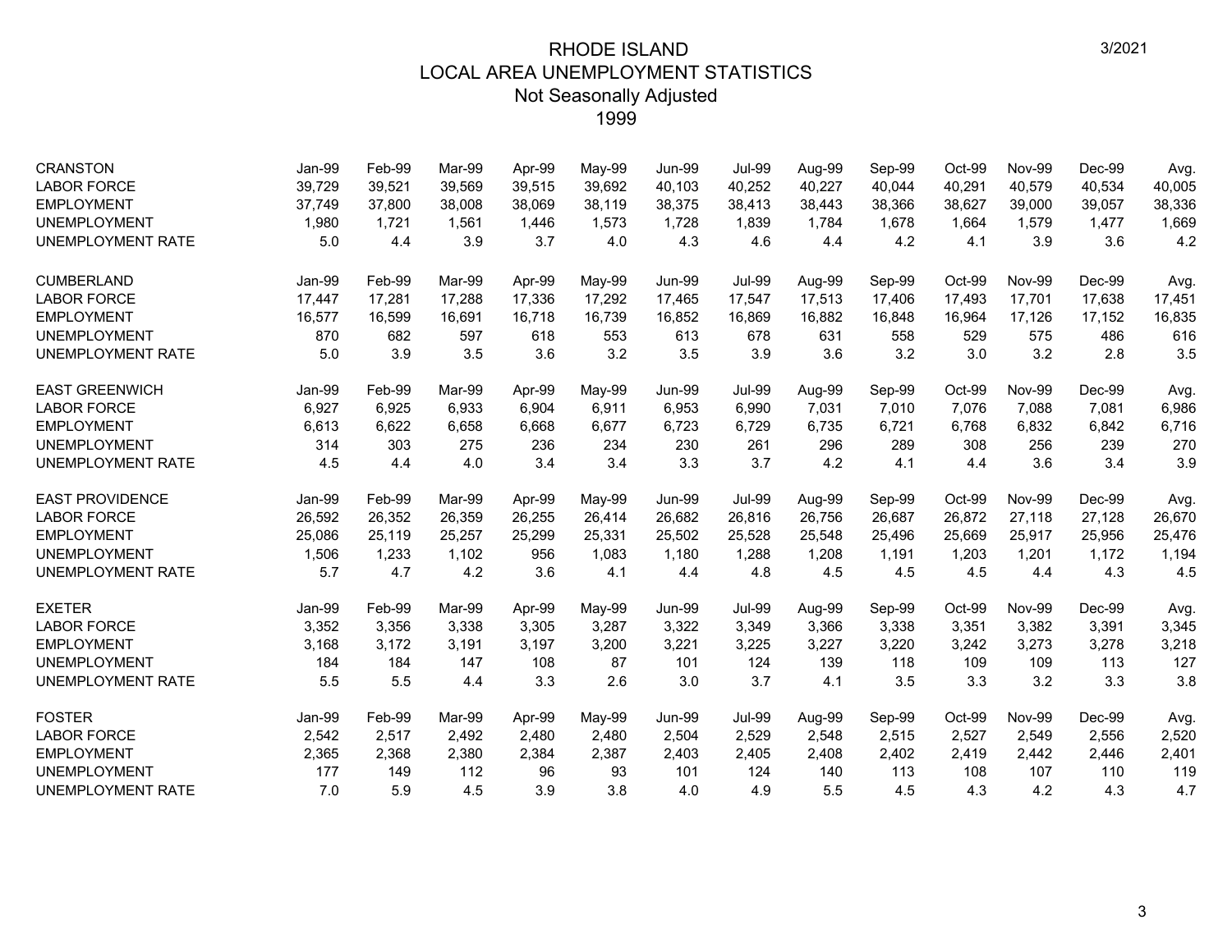# RHODE ISLAND
## LOCAL AREA UNEMPLOYMENT STATISTICS
### Not Seasonally Adjusted
### 1999

| CRANSTON | Jan-99 | Feb-99 | Mar-99 | Apr-99 | May-99 | Jun-99 | Jul-99 | Aug-99 | Sep-99 | Oct-99 | Nov-99 | Dec-99 | Avg. |
|---|---|---|---|---|---|---|---|---|---|---|---|---|---|
| LABOR FORCE | 39,729 | 39,521 | 39,569 | 39,515 | 39,692 | 40,103 | 40,252 | 40,227 | 40,044 | 40,291 | 40,579 | 40,534 | 40,005 |
| EMPLOYMENT | 37,749 | 37,800 | 38,008 | 38,069 | 38,119 | 38,375 | 38,413 | 38,443 | 38,366 | 38,627 | 39,000 | 39,057 | 38,336 |
| UNEMPLOYMENT | 1,980 | 1,721 | 1,561 | 1,446 | 1,573 | 1,728 | 1,839 | 1,784 | 1,678 | 1,664 | 1,579 | 1,477 | 1,669 |
| UNEMPLOYMENT RATE | 5.0 | 4.4 | 3.9 | 3.7 | 4.0 | 4.3 | 4.6 | 4.4 | 4.2 | 4.1 | 3.9 | 3.6 | 4.2 |

| CUMBERLAND | Jan-99 | Feb-99 | Mar-99 | Apr-99 | May-99 | Jun-99 | Jul-99 | Aug-99 | Sep-99 | Oct-99 | Nov-99 | Dec-99 | Avg. |
|---|---|---|---|---|---|---|---|---|---|---|---|---|---|
| LABOR FORCE | 17,447 | 17,281 | 17,288 | 17,336 | 17,292 | 17,465 | 17,547 | 17,513 | 17,406 | 17,493 | 17,701 | 17,638 | 17,451 |
| EMPLOYMENT | 16,577 | 16,599 | 16,691 | 16,718 | 16,739 | 16,852 | 16,869 | 16,882 | 16,848 | 16,964 | 17,126 | 17,152 | 16,835 |
| UNEMPLOYMENT | 870 | 682 | 597 | 618 | 553 | 613 | 678 | 631 | 558 | 529 | 575 | 486 | 616 |
| UNEMPLOYMENT RATE | 5.0 | 3.9 | 3.5 | 3.6 | 3.2 | 3.5 | 3.9 | 3.6 | 3.2 | 3.0 | 3.2 | 2.8 | 3.5 |

| EAST GREENWICH | Jan-99 | Feb-99 | Mar-99 | Apr-99 | May-99 | Jun-99 | Jul-99 | Aug-99 | Sep-99 | Oct-99 | Nov-99 | Dec-99 | Avg. |
|---|---|---|---|---|---|---|---|---|---|---|---|---|---|
| LABOR FORCE | 6,927 | 6,925 | 6,933 | 6,904 | 6,911 | 6,953 | 6,990 | 7,031 | 7,010 | 7,076 | 7,088 | 7,081 | 6,986 |
| EMPLOYMENT | 6,613 | 6,622 | 6,658 | 6,668 | 6,677 | 6,723 | 6,729 | 6,735 | 6,721 | 6,768 | 6,832 | 6,842 | 6,716 |
| UNEMPLOYMENT | 314 | 303 | 275 | 236 | 234 | 230 | 261 | 296 | 289 | 308 | 256 | 239 | 270 |
| UNEMPLOYMENT RATE | 4.5 | 4.4 | 4.0 | 3.4 | 3.4 | 3.3 | 3.7 | 4.2 | 4.1 | 4.4 | 3.6 | 3.4 | 3.9 |

| EAST PROVIDENCE | Jan-99 | Feb-99 | Mar-99 | Apr-99 | May-99 | Jun-99 | Jul-99 | Aug-99 | Sep-99 | Oct-99 | Nov-99 | Dec-99 | Avg. |
|---|---|---|---|---|---|---|---|---|---|---|---|---|---|
| LABOR FORCE | 26,592 | 26,352 | 26,359 | 26,255 | 26,414 | 26,682 | 26,816 | 26,756 | 26,687 | 26,872 | 27,118 | 27,128 | 26,670 |
| EMPLOYMENT | 25,086 | 25,119 | 25,257 | 25,299 | 25,331 | 25,502 | 25,528 | 25,548 | 25,496 | 25,669 | 25,917 | 25,956 | 25,476 |
| UNEMPLOYMENT | 1,506 | 1,233 | 1,102 | 956 | 1,083 | 1,180 | 1,288 | 1,208 | 1,191 | 1,203 | 1,201 | 1,172 | 1,194 |
| UNEMPLOYMENT RATE | 5.7 | 4.7 | 4.2 | 3.6 | 4.1 | 4.4 | 4.8 | 4.5 | 4.5 | 4.5 | 4.4 | 4.3 | 4.5 |

| EXETER | Jan-99 | Feb-99 | Mar-99 | Apr-99 | May-99 | Jun-99 | Jul-99 | Aug-99 | Sep-99 | Oct-99 | Nov-99 | Dec-99 | Avg. |
|---|---|---|---|---|---|---|---|---|---|---|---|---|---|
| LABOR FORCE | 3,352 | 3,356 | 3,338 | 3,305 | 3,287 | 3,322 | 3,349 | 3,366 | 3,338 | 3,351 | 3,382 | 3,391 | 3,345 |
| EMPLOYMENT | 3,168 | 3,172 | 3,191 | 3,197 | 3,200 | 3,221 | 3,225 | 3,227 | 3,220 | 3,242 | 3,273 | 3,278 | 3,218 |
| UNEMPLOYMENT | 184 | 184 | 147 | 108 | 87 | 101 | 124 | 139 | 118 | 109 | 109 | 113 | 127 |
| UNEMPLOYMENT RATE | 5.5 | 5.5 | 4.4 | 3.3 | 2.6 | 3.0 | 3.7 | 4.1 | 3.5 | 3.3 | 3.2 | 3.3 | 3.8 |

| FOSTER | Jan-99 | Feb-99 | Mar-99 | Apr-99 | May-99 | Jun-99 | Jul-99 | Aug-99 | Sep-99 | Oct-99 | Nov-99 | Dec-99 | Avg. |
|---|---|---|---|---|---|---|---|---|---|---|---|---|---|
| LABOR FORCE | 2,542 | 2,517 | 2,492 | 2,480 | 2,480 | 2,504 | 2,529 | 2,548 | 2,515 | 2,527 | 2,549 | 2,556 | 2,520 |
| EMPLOYMENT | 2,365 | 2,368 | 2,380 | 2,384 | 2,387 | 2,403 | 2,405 | 2,408 | 2,402 | 2,419 | 2,442 | 2,446 | 2,401 |
| UNEMPLOYMENT | 177 | 149 | 112 | 96 | 93 | 101 | 124 | 140 | 113 | 108 | 107 | 110 | 119 |
| UNEMPLOYMENT RATE | 7.0 | 5.9 | 4.5 | 3.9 | 3.8 | 4.0 | 4.9 | 5.5 | 4.5 | 4.3 | 4.2 | 4.3 | 4.7 |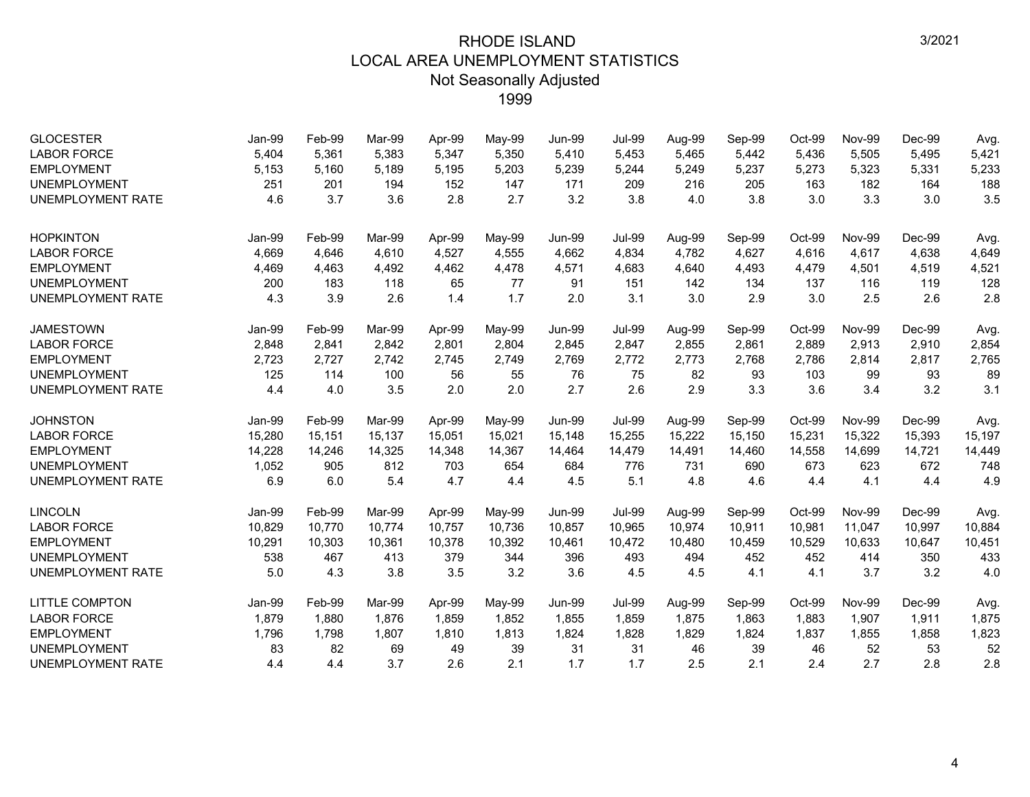# RHODE ISLAND
## LOCAL AREA UNEMPLOYMENT STATISTICS
### Not Seasonally Adjusted
### 1999

| GLOCESTER | Jan-99 | Feb-99 | Mar-99 | Apr-99 | May-99 | Jun-99 | Jul-99 | Aug-99 | Sep-99 | Oct-99 | Nov-99 | Dec-99 | Avg. |
|---|---|---|---|---|---|---|---|---|---|---|---|---|---|
| LABOR FORCE | 5,404 | 5,361 | 5,383 | 5,347 | 5,350 | 5,410 | 5,453 | 5,465 | 5,442 | 5,436 | 5,505 | 5,495 | 5,421 |
| EMPLOYMENT | 5,153 | 5,160 | 5,189 | 5,195 | 5,203 | 5,239 | 5,244 | 5,249 | 5,237 | 5,273 | 5,323 | 5,331 | 5,233 |
| UNEMPLOYMENT | 251 | 201 | 194 | 152 | 147 | 171 | 209 | 216 | 205 | 163 | 182 | 164 | 188 |
| UNEMPLOYMENT RATE | 4.6 | 3.7 | 3.6 | 2.8 | 2.7 | 3.2 | 3.8 | 4.0 | 3.8 | 3.0 | 3.3 | 3.0 | 3.5 |

| HOPKINTON | Jan-99 | Feb-99 | Mar-99 | Apr-99 | May-99 | Jun-99 | Jul-99 | Aug-99 | Sep-99 | Oct-99 | Nov-99 | Dec-99 | Avg. |
|---|---|---|---|---|---|---|---|---|---|---|---|---|---|
| LABOR FORCE | 4,669 | 4,646 | 4,610 | 4,527 | 4,555 | 4,662 | 4,834 | 4,782 | 4,627 | 4,616 | 4,617 | 4,638 | 4,649 |
| EMPLOYMENT | 4,469 | 4,463 | 4,492 | 4,462 | 4,478 | 4,571 | 4,683 | 4,640 | 4,493 | 4,479 | 4,501 | 4,519 | 4,521 |
| UNEMPLOYMENT | 200 | 183 | 118 | 65 | 77 | 91 | 151 | 142 | 134 | 137 | 116 | 119 | 128 |
| UNEMPLOYMENT RATE | 4.3 | 3.9 | 2.6 | 1.4 | 1.7 | 2.0 | 3.1 | 3.0 | 2.9 | 3.0 | 2.5 | 2.6 | 2.8 |

| JAMESTOWN | Jan-99 | Feb-99 | Mar-99 | Apr-99 | May-99 | Jun-99 | Jul-99 | Aug-99 | Sep-99 | Oct-99 | Nov-99 | Dec-99 | Avg. |
|---|---|---|---|---|---|---|---|---|---|---|---|---|---|
| LABOR FORCE | 2,848 | 2,841 | 2,842 | 2,801 | 2,804 | 2,845 | 2,847 | 2,855 | 2,861 | 2,889 | 2,913 | 2,910 | 2,854 |
| EMPLOYMENT | 2,723 | 2,727 | 2,742 | 2,745 | 2,749 | 2,769 | 2,772 | 2,773 | 2,768 | 2,786 | 2,814 | 2,817 | 2,765 |
| UNEMPLOYMENT | 125 | 114 | 100 | 56 | 55 | 76 | 75 | 82 | 93 | 103 | 99 | 93 | 89 |
| UNEMPLOYMENT RATE | 4.4 | 4.0 | 3.5 | 2.0 | 2.0 | 2.7 | 2.6 | 2.9 | 3.3 | 3.6 | 3.4 | 3.2 | 3.1 |

| JOHNSTON | Jan-99 | Feb-99 | Mar-99 | Apr-99 | May-99 | Jun-99 | Jul-99 | Aug-99 | Sep-99 | Oct-99 | Nov-99 | Dec-99 | Avg. |
|---|---|---|---|---|---|---|---|---|---|---|---|---|---|
| LABOR FORCE | 15,280 | 15,151 | 15,137 | 15,051 | 15,021 | 15,148 | 15,255 | 15,222 | 15,150 | 15,231 | 15,322 | 15,393 | 15,197 |
| EMPLOYMENT | 14,228 | 14,246 | 14,325 | 14,348 | 14,367 | 14,464 | 14,479 | 14,491 | 14,460 | 14,558 | 14,699 | 14,721 | 14,449 |
| UNEMPLOYMENT | 1,052 | 905 | 812 | 703 | 654 | 684 | 776 | 731 | 690 | 673 | 623 | 672 | 748 |
| UNEMPLOYMENT RATE | 6.9 | 6.0 | 5.4 | 4.7 | 4.4 | 4.5 | 5.1 | 4.8 | 4.6 | 4.4 | 4.1 | 4.4 | 4.9 |

| LINCOLN | Jan-99 | Feb-99 | Mar-99 | Apr-99 | May-99 | Jun-99 | Jul-99 | Aug-99 | Sep-99 | Oct-99 | Nov-99 | Dec-99 | Avg. |
|---|---|---|---|---|---|---|---|---|---|---|---|---|---|
| LABOR FORCE | 10,829 | 10,770 | 10,774 | 10,757 | 10,736 | 10,857 | 10,965 | 10,974 | 10,911 | 10,981 | 11,047 | 10,997 | 10,884 |
| EMPLOYMENT | 10,291 | 10,303 | 10,361 | 10,378 | 10,392 | 10,461 | 10,472 | 10,480 | 10,459 | 10,529 | 10,633 | 10,647 | 10,451 |
| UNEMPLOYMENT | 538 | 467 | 413 | 379 | 344 | 396 | 493 | 494 | 452 | 452 | 414 | 350 | 433 |
| UNEMPLOYMENT RATE | 5.0 | 4.3 | 3.8 | 3.5 | 3.2 | 3.6 | 4.5 | 4.5 | 4.1 | 4.1 | 3.7 | 3.2 | 4.0 |

| LITTLE COMPTON | Jan-99 | Feb-99 | Mar-99 | Apr-99 | May-99 | Jun-99 | Jul-99 | Aug-99 | Sep-99 | Oct-99 | Nov-99 | Dec-99 | Avg. |
|---|---|---|---|---|---|---|---|---|---|---|---|---|---|
| LABOR FORCE | 1,879 | 1,880 | 1,876 | 1,859 | 1,852 | 1,855 | 1,859 | 1,875 | 1,863 | 1,883 | 1,907 | 1,911 | 1,875 |
| EMPLOYMENT | 1,796 | 1,798 | 1,807 | 1,810 | 1,813 | 1,824 | 1,828 | 1,829 | 1,824 | 1,837 | 1,855 | 1,858 | 1,823 |
| UNEMPLOYMENT | 83 | 82 | 69 | 49 | 39 | 31 | 31 | 46 | 39 | 46 | 52 | 53 | 52 |
| UNEMPLOYMENT RATE | 4.4 | 4.4 | 3.7 | 2.6 | 2.1 | 1.7 | 1.7 | 2.5 | 2.1 | 2.4 | 2.7 | 2.8 | 2.8 |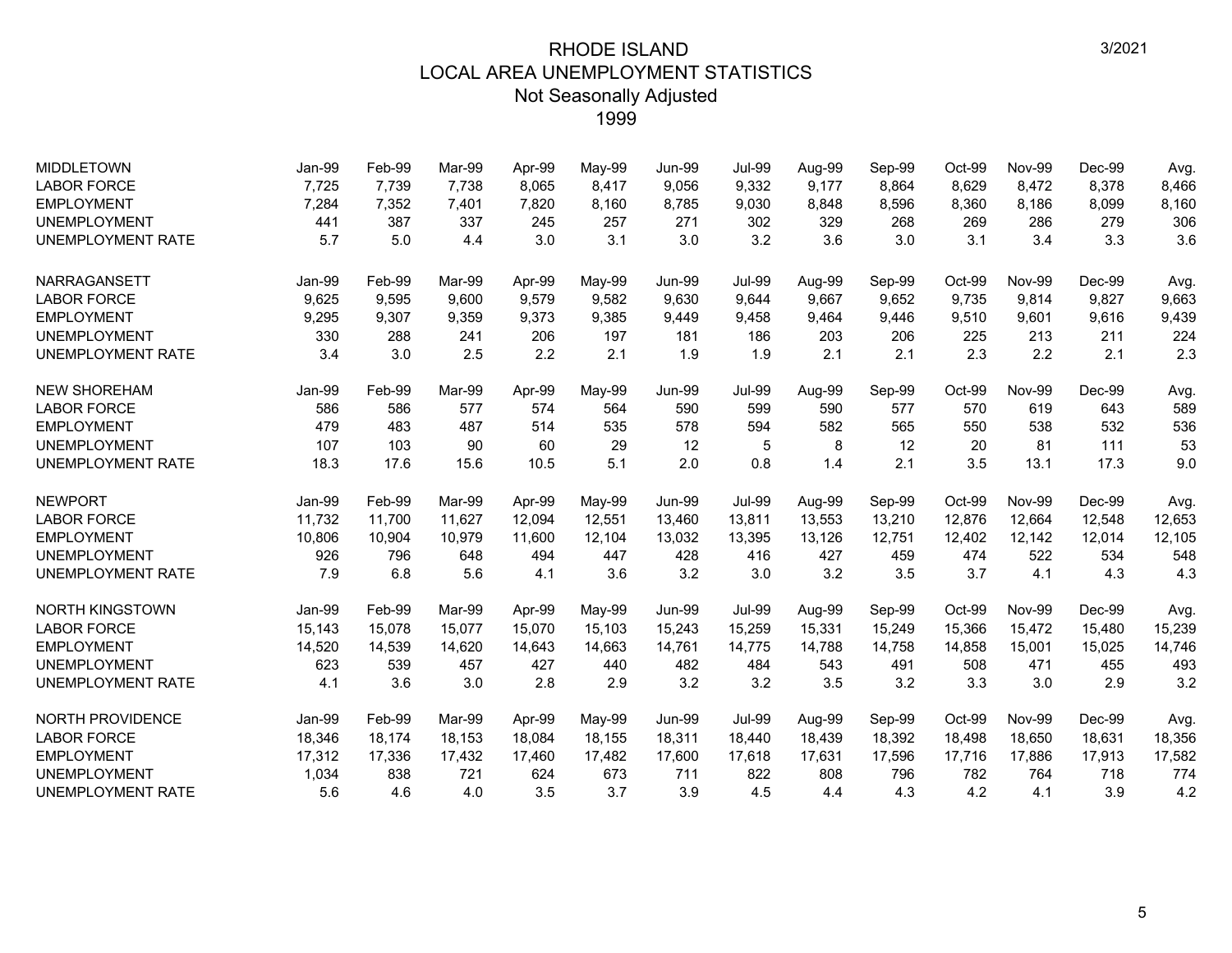# RHODE ISLAND
## LOCAL AREA UNEMPLOYMENT STATISTICS
### Not Seasonally Adjusted
### 1999

3/2021

| MIDDLETOWN | Jan-99 | Feb-99 | Mar-99 | Apr-99 | May-99 | Jun-99 | Jul-99 | Aug-99 | Sep-99 | Oct-99 | Nov-99 | Dec-99 | Avg. |
|---|---|---|---|---|---|---|---|---|---|---|---|---|---|
| LABOR FORCE | 7,725 | 7,739 | 7,738 | 8,065 | 8,417 | 9,056 | 9,332 | 9,177 | 8,864 | 8,629 | 8,472 | 8,378 | 8,466 |
| EMPLOYMENT | 7,284 | 7,352 | 7,401 | 7,820 | 8,160 | 8,785 | 9,030 | 8,848 | 8,596 | 8,360 | 8,186 | 8,099 | 8,160 |
| UNEMPLOYMENT | 441 | 387 | 337 | 245 | 257 | 271 | 302 | 329 | 268 | 269 | 286 | 279 | 306 |
| UNEMPLOYMENT RATE | 5.7 | 5.0 | 4.4 | 3.0 | 3.1 | 3.0 | 3.2 | 3.6 | 3.0 | 3.1 | 3.4 | 3.3 | 3.6 |

| NARRAGANSETT | Jan-99 | Feb-99 | Mar-99 | Apr-99 | May-99 | Jun-99 | Jul-99 | Aug-99 | Sep-99 | Oct-99 | Nov-99 | Dec-99 | Avg. |
|---|---|---|---|---|---|---|---|---|---|---|---|---|---|
| LABOR FORCE | 9,625 | 9,595 | 9,600 | 9,579 | 9,582 | 9,630 | 9,644 | 9,667 | 9,652 | 9,735 | 9,814 | 9,827 | 9,663 |
| EMPLOYMENT | 9,295 | 9,307 | 9,359 | 9,373 | 9,385 | 9,449 | 9,458 | 9,464 | 9,446 | 9,510 | 9,601 | 9,616 | 9,439 |
| UNEMPLOYMENT | 330 | 288 | 241 | 206 | 197 | 181 | 186 | 203 | 206 | 225 | 213 | 211 | 224 |
| UNEMPLOYMENT RATE | 3.4 | 3.0 | 2.5 | 2.2 | 2.1 | 1.9 | 1.9 | 2.1 | 2.1 | 2.3 | 2.2 | 2.1 | 2.3 |

| NEW SHOREHAM | Jan-99 | Feb-99 | Mar-99 | Apr-99 | May-99 | Jun-99 | Jul-99 | Aug-99 | Sep-99 | Oct-99 | Nov-99 | Dec-99 | Avg. |
|---|---|---|---|---|---|---|---|---|---|---|---|---|---|
| LABOR FORCE | 586 | 586 | 577 | 574 | 564 | 590 | 599 | 590 | 577 | 570 | 619 | 643 | 589 |
| EMPLOYMENT | 479 | 483 | 487 | 514 | 535 | 578 | 594 | 582 | 565 | 550 | 538 | 532 | 536 |
| UNEMPLOYMENT | 107 | 103 | 90 | 60 | 29 | 12 | 5 | 8 | 12 | 20 | 81 | 111 | 53 |
| UNEMPLOYMENT RATE | 18.3 | 17.6 | 15.6 | 10.5 | 5.1 | 2.0 | 0.8 | 1.4 | 2.1 | 3.5 | 13.1 | 17.3 | 9.0 |

| NEWPORT | Jan-99 | Feb-99 | Mar-99 | Apr-99 | May-99 | Jun-99 | Jul-99 | Aug-99 | Sep-99 | Oct-99 | Nov-99 | Dec-99 | Avg. |
|---|---|---|---|---|---|---|---|---|---|---|---|---|---|
| LABOR FORCE | 11,732 | 11,700 | 11,627 | 12,094 | 12,551 | 13,460 | 13,811 | 13,553 | 13,210 | 12,876 | 12,664 | 12,548 | 12,653 |
| EMPLOYMENT | 10,806 | 10,904 | 10,979 | 11,600 | 12,104 | 13,032 | 13,395 | 13,126 | 12,751 | 12,402 | 12,142 | 12,014 | 12,105 |
| UNEMPLOYMENT | 926 | 796 | 648 | 494 | 447 | 428 | 416 | 427 | 459 | 474 | 522 | 534 | 548 |
| UNEMPLOYMENT RATE | 7.9 | 6.8 | 5.6 | 4.1 | 3.6 | 3.2 | 3.0 | 3.2 | 3.5 | 3.7 | 4.1 | 4.3 | 4.3 |

| NORTH KINGSTOWN | Jan-99 | Feb-99 | Mar-99 | Apr-99 | May-99 | Jun-99 | Jul-99 | Aug-99 | Sep-99 | Oct-99 | Nov-99 | Dec-99 | Avg. |
|---|---|---|---|---|---|---|---|---|---|---|---|---|---|
| LABOR FORCE | 15,143 | 15,078 | 15,077 | 15,070 | 15,103 | 15,243 | 15,259 | 15,331 | 15,249 | 15,366 | 15,472 | 15,480 | 15,239 |
| EMPLOYMENT | 14,520 | 14,539 | 14,620 | 14,643 | 14,663 | 14,761 | 14,775 | 14,788 | 14,758 | 14,858 | 15,001 | 15,025 | 14,746 |
| UNEMPLOYMENT | 623 | 539 | 457 | 427 | 440 | 482 | 484 | 543 | 491 | 508 | 471 | 455 | 493 |
| UNEMPLOYMENT RATE | 4.1 | 3.6 | 3.0 | 2.8 | 2.9 | 3.2 | 3.2 | 3.5 | 3.2 | 3.3 | 3.0 | 2.9 | 3.2 |

| NORTH PROVIDENCE | Jan-99 | Feb-99 | Mar-99 | Apr-99 | May-99 | Jun-99 | Jul-99 | Aug-99 | Sep-99 | Oct-99 | Nov-99 | Dec-99 | Avg. |
|---|---|---|---|---|---|---|---|---|---|---|---|---|---|
| LABOR FORCE | 18,346 | 18,174 | 18,153 | 18,084 | 18,155 | 18,311 | 18,440 | 18,439 | 18,392 | 18,498 | 18,650 | 18,631 | 18,356 |
| EMPLOYMENT | 17,312 | 17,336 | 17,432 | 17,460 | 17,482 | 17,600 | 17,618 | 17,631 | 17,596 | 17,716 | 17,886 | 17,913 | 17,582 |
| UNEMPLOYMENT | 1,034 | 838 | 721 | 624 | 673 | 711 | 822 | 808 | 796 | 782 | 764 | 718 | 774 |
| UNEMPLOYMENT RATE | 5.6 | 4.6 | 4.0 | 3.5 | 3.7 | 3.9 | 4.5 | 4.4 | 4.3 | 4.2 | 4.1 | 3.9 | 4.2 |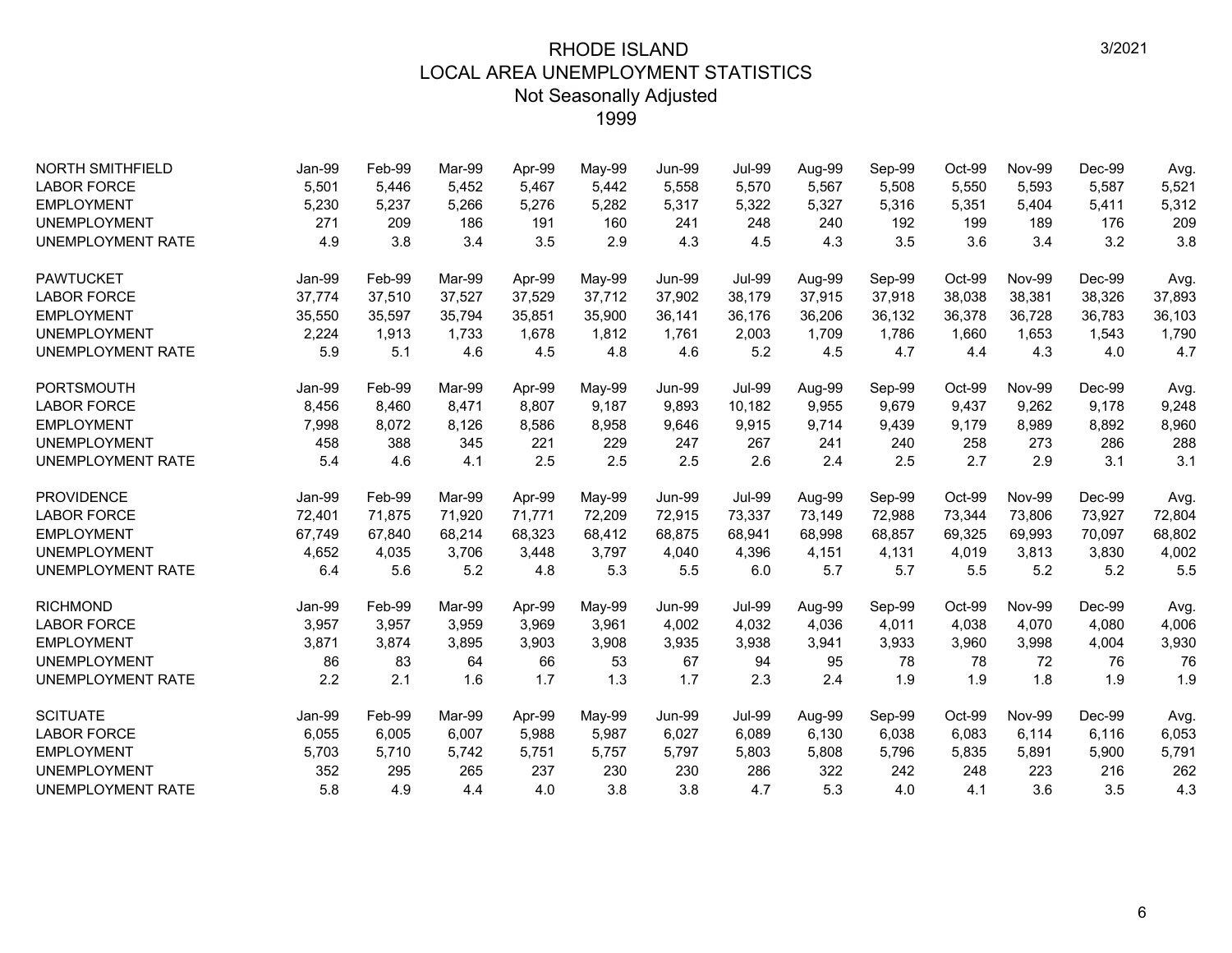# RHODE ISLAND
## LOCAL AREA UNEMPLOYMENT STATISTICS
### Not Seasonally Adjusted
### 1999

3/2021

| NORTH SMITHFIELD | Jan-99 | Feb-99 | Mar-99 | Apr-99 | May-99 | Jun-99 | Jul-99 | Aug-99 | Sep-99 | Oct-99 | Nov-99 | Dec-99 | Avg. |
|---|---|---|---|---|---|---|---|---|---|---|---|---|---|
| LABOR FORCE | 5,501 | 5,446 | 5,452 | 5,467 | 5,442 | 5,558 | 5,570 | 5,567 | 5,508 | 5,550 | 5,593 | 5,587 | 5,521 |
| EMPLOYMENT | 5,230 | 5,237 | 5,266 | 5,276 | 5,282 | 5,317 | 5,322 | 5,327 | 5,316 | 5,351 | 5,404 | 5,411 | 5,312 |
| UNEMPLOYMENT | 271 | 209 | 186 | 191 | 160 | 241 | 248 | 240 | 192 | 199 | 189 | 176 | 209 |
| UNEMPLOYMENT RATE | 4.9 | 3.8 | 3.4 | 3.5 | 2.9 | 4.3 | 4.5 | 4.3 | 3.5 | 3.6 | 3.4 | 3.2 | 3.8 |

| PAWTUCKET | Jan-99 | Feb-99 | Mar-99 | Apr-99 | May-99 | Jun-99 | Jul-99 | Aug-99 | Sep-99 | Oct-99 | Nov-99 | Dec-99 | Avg. |
|---|---|---|---|---|---|---|---|---|---|---|---|---|---|
| LABOR FORCE | 37,774 | 37,510 | 37,527 | 37,529 | 37,712 | 37,902 | 38,179 | 37,915 | 37,918 | 38,038 | 38,381 | 38,326 | 37,893 |
| EMPLOYMENT | 35,550 | 35,597 | 35,794 | 35,851 | 35,900 | 36,141 | 36,176 | 36,206 | 36,132 | 36,378 | 36,728 | 36,783 | 36,103 |
| UNEMPLOYMENT | 2,224 | 1,913 | 1,733 | 1,678 | 1,812 | 1,761 | 2,003 | 1,709 | 1,786 | 1,660 | 1,653 | 1,543 | 1,790 |
| UNEMPLOYMENT RATE | 5.9 | 5.1 | 4.6 | 4.5 | 4.8 | 4.6 | 5.2 | 4.5 | 4.7 | 4.4 | 4.3 | 4.0 | 4.7 |

| PORTSMOUTH | Jan-99 | Feb-99 | Mar-99 | Apr-99 | May-99 | Jun-99 | Jul-99 | Aug-99 | Sep-99 | Oct-99 | Nov-99 | Dec-99 | Avg. |
|---|---|---|---|---|---|---|---|---|---|---|---|---|---|
| LABOR FORCE | 8,456 | 8,460 | 8,471 | 8,807 | 9,187 | 9,893 | 10,182 | 9,955 | 9,679 | 9,437 | 9,262 | 9,178 | 9,248 |
| EMPLOYMENT | 7,998 | 8,072 | 8,126 | 8,586 | 8,958 | 9,646 | 9,915 | 9,714 | 9,439 | 9,179 | 8,989 | 8,892 | 8,960 |
| UNEMPLOYMENT | 458 | 388 | 345 | 221 | 229 | 247 | 267 | 241 | 240 | 258 | 273 | 286 | 288 |
| UNEMPLOYMENT RATE | 5.4 | 4.6 | 4.1 | 2.5 | 2.5 | 2.5 | 2.6 | 2.4 | 2.5 | 2.7 | 2.9 | 3.1 | 3.1 |

| PROVIDENCE | Jan-99 | Feb-99 | Mar-99 | Apr-99 | May-99 | Jun-99 | Jul-99 | Aug-99 | Sep-99 | Oct-99 | Nov-99 | Dec-99 | Avg. |
|---|---|---|---|---|---|---|---|---|---|---|---|---|---|
| LABOR FORCE | 72,401 | 71,875 | 71,920 | 71,771 | 72,209 | 72,915 | 73,337 | 73,149 | 72,988 | 73,344 | 73,806 | 73,927 | 72,804 |
| EMPLOYMENT | 67,749 | 67,840 | 68,214 | 68,323 | 68,412 | 68,875 | 68,941 | 68,998 | 68,857 | 69,325 | 69,993 | 70,097 | 68,802 |
| UNEMPLOYMENT | 4,652 | 4,035 | 3,706 | 3,448 | 3,797 | 4,040 | 4,396 | 4,151 | 4,131 | 4,019 | 3,813 | 3,830 | 4,002 |
| UNEMPLOYMENT RATE | 6.4 | 5.6 | 5.2 | 4.8 | 5.3 | 5.5 | 6.0 | 5.7 | 5.7 | 5.5 | 5.2 | 5.2 | 5.5 |

| RICHMOND | Jan-99 | Feb-99 | Mar-99 | Apr-99 | May-99 | Jun-99 | Jul-99 | Aug-99 | Sep-99 | Oct-99 | Nov-99 | Dec-99 | Avg. |
|---|---|---|---|---|---|---|---|---|---|---|---|---|---|
| LABOR FORCE | 3,957 | 3,957 | 3,959 | 3,969 | 3,961 | 4,002 | 4,032 | 4,036 | 4,011 | 4,038 | 4,070 | 4,080 | 4,006 |
| EMPLOYMENT | 3,871 | 3,874 | 3,895 | 3,903 | 3,908 | 3,935 | 3,938 | 3,941 | 3,933 | 3,960 | 3,998 | 4,004 | 3,930 |
| UNEMPLOYMENT | 86 | 83 | 64 | 66 | 53 | 67 | 94 | 95 | 78 | 78 | 72 | 76 | 76 |
| UNEMPLOYMENT RATE | 2.2 | 2.1 | 1.6 | 1.7 | 1.3 | 1.7 | 2.3 | 2.4 | 1.9 | 1.9 | 1.8 | 1.9 | 1.9 |

| SCITUATE | Jan-99 | Feb-99 | Mar-99 | Apr-99 | May-99 | Jun-99 | Jul-99 | Aug-99 | Sep-99 | Oct-99 | Nov-99 | Dec-99 | Avg. |
|---|---|---|---|---|---|---|---|---|---|---|---|---|---|
| LABOR FORCE | 6,055 | 6,005 | 6,007 | 5,988 | 5,987 | 6,027 | 6,089 | 6,130 | 6,038 | 6,083 | 6,114 | 6,116 | 6,053 |
| EMPLOYMENT | 5,703 | 5,710 | 5,742 | 5,751 | 5,757 | 5,797 | 5,803 | 5,808 | 5,796 | 5,835 | 5,891 | 5,900 | 5,791 |
| UNEMPLOYMENT | 352 | 295 | 265 | 237 | 230 | 230 | 286 | 322 | 242 | 248 | 223 | 216 | 262 |
| UNEMPLOYMENT RATE | 5.8 | 4.9 | 4.4 | 4.0 | 3.8 | 3.8 | 4.7 | 5.3 | 4.0 | 4.1 | 3.6 | 3.5 | 4.3 |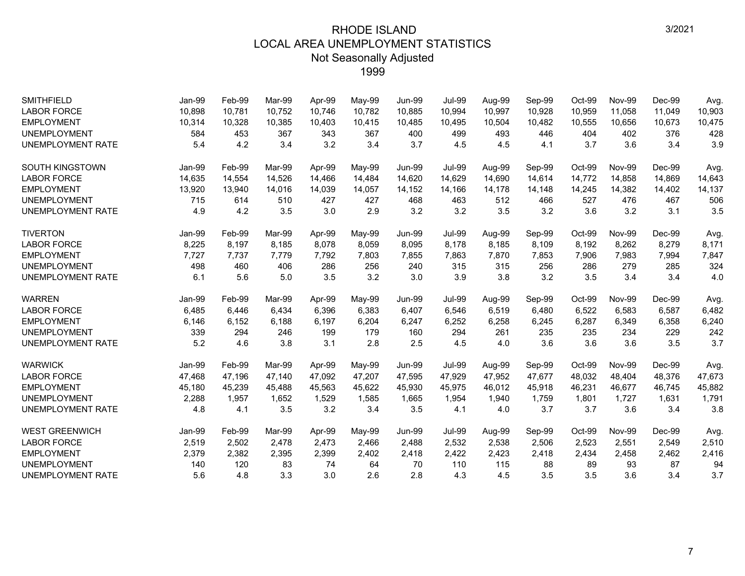# RHODE ISLAND
## LOCAL AREA UNEMPLOYMENT STATISTICS
### Not Seasonally Adjusted
### 1999

3/2021

| SMITHFIELD | Jan-99 | Feb-99 | Mar-99 | Apr-99 | May-99 | Jun-99 | Jul-99 | Aug-99 | Sep-99 | Oct-99 | Nov-99 | Dec-99 | Avg. |
|---|---|---|---|---|---|---|---|---|---|---|---|---|---|
| LABOR FORCE | 10,898 | 10,781 | 10,752 | 10,746 | 10,782 | 10,885 | 10,994 | 10,997 | 10,928 | 10,959 | 11,058 | 11,049 | 10,903 |
| EMPLOYMENT | 10,314 | 10,328 | 10,385 | 10,403 | 10,415 | 10,485 | 10,495 | 10,504 | 10,482 | 10,555 | 10,656 | 10,673 | 10,475 |
| UNEMPLOYMENT | 584 | 453 | 367 | 343 | 367 | 400 | 499 | 493 | 446 | 404 | 402 | 376 | 428 |
| UNEMPLOYMENT RATE | 5.4 | 4.2 | 3.4 | 3.2 | 3.4 | 3.7 | 4.5 | 4.5 | 4.1 | 3.7 | 3.6 | 3.4 | 3.9 |

| SOUTH KINGSTOWN | Jan-99 | Feb-99 | Mar-99 | Apr-99 | May-99 | Jun-99 | Jul-99 | Aug-99 | Sep-99 | Oct-99 | Nov-99 | Dec-99 | Avg. |
|---|---|---|---|---|---|---|---|---|---|---|---|---|---|
| LABOR FORCE | 14,635 | 14,554 | 14,526 | 14,466 | 14,484 | 14,620 | 14,629 | 14,690 | 14,614 | 14,772 | 14,858 | 14,869 | 14,643 |
| EMPLOYMENT | 13,920 | 13,940 | 14,016 | 14,039 | 14,057 | 14,152 | 14,166 | 14,178 | 14,148 | 14,245 | 14,382 | 14,402 | 14,137 |
| UNEMPLOYMENT | 715 | 614 | 510 | 427 | 427 | 468 | 463 | 512 | 466 | 527 | 476 | 467 | 506 |
| UNEMPLOYMENT RATE | 4.9 | 4.2 | 3.5 | 3.0 | 2.9 | 3.2 | 3.2 | 3.5 | 3.2 | 3.6 | 3.2 | 3.1 | 3.5 |

| TIVERTON | Jan-99 | Feb-99 | Mar-99 | Apr-99 | May-99 | Jun-99 | Jul-99 | Aug-99 | Sep-99 | Oct-99 | Nov-99 | Dec-99 | Avg. |
|---|---|---|---|---|---|---|---|---|---|---|---|---|---|
| LABOR FORCE | 8,225 | 8,197 | 8,185 | 8,078 | 8,059 | 8,095 | 8,178 | 8,185 | 8,109 | 8,192 | 8,262 | 8,279 | 8,171 |
| EMPLOYMENT | 7,727 | 7,737 | 7,779 | 7,792 | 7,803 | 7,855 | 7,863 | 7,870 | 7,853 | 7,906 | 7,983 | 7,994 | 7,847 |
| UNEMPLOYMENT | 498 | 460 | 406 | 286 | 256 | 240 | 315 | 315 | 256 | 286 | 279 | 285 | 324 |
| UNEMPLOYMENT RATE | 6.1 | 5.6 | 5.0 | 3.5 | 3.2 | 3.0 | 3.9 | 3.8 | 3.2 | 3.5 | 3.4 | 3.4 | 4.0 |

| WARREN | Jan-99 | Feb-99 | Mar-99 | Apr-99 | May-99 | Jun-99 | Jul-99 | Aug-99 | Sep-99 | Oct-99 | Nov-99 | Dec-99 | Avg. |
|---|---|---|---|---|---|---|---|---|---|---|---|---|---|
| LABOR FORCE | 6,485 | 6,446 | 6,434 | 6,396 | 6,383 | 6,407 | 6,546 | 6,519 | 6,480 | 6,522 | 6,583 | 6,587 | 6,482 |
| EMPLOYMENT | 6,146 | 6,152 | 6,188 | 6,197 | 6,204 | 6,247 | 6,252 | 6,258 | 6,245 | 6,287 | 6,349 | 6,358 | 6,240 |
| UNEMPLOYMENT | 339 | 294 | 246 | 199 | 179 | 160 | 294 | 261 | 235 | 235 | 234 | 229 | 242 |
| UNEMPLOYMENT RATE | 5.2 | 4.6 | 3.8 | 3.1 | 2.8 | 2.5 | 4.5 | 4.0 | 3.6 | 3.6 | 3.6 | 3.5 | 3.7 |

| WARWICK | Jan-99 | Feb-99 | Mar-99 | Apr-99 | May-99 | Jun-99 | Jul-99 | Aug-99 | Sep-99 | Oct-99 | Nov-99 | Dec-99 | Avg. |
|---|---|---|---|---|---|---|---|---|---|---|---|---|---|
| LABOR FORCE | 47,468 | 47,196 | 47,140 | 47,092 | 47,207 | 47,595 | 47,929 | 47,952 | 47,677 | 48,032 | 48,404 | 48,376 | 47,673 |
| EMPLOYMENT | 45,180 | 45,239 | 45,488 | 45,563 | 45,622 | 45,930 | 45,975 | 46,012 | 45,918 | 46,231 | 46,677 | 46,745 | 45,882 |
| UNEMPLOYMENT | 2,288 | 1,957 | 1,652 | 1,529 | 1,585 | 1,665 | 1,954 | 1,940 | 1,759 | 1,801 | 1,727 | 1,631 | 1,791 |
| UNEMPLOYMENT RATE | 4.8 | 4.1 | 3.5 | 3.2 | 3.4 | 3.5 | 4.1 | 4.0 | 3.7 | 3.7 | 3.6 | 3.4 | 3.8 |

| WEST GREENWICH | Jan-99 | Feb-99 | Mar-99 | Apr-99 | May-99 | Jun-99 | Jul-99 | Aug-99 | Sep-99 | Oct-99 | Nov-99 | Dec-99 | Avg. |
|---|---|---|---|---|---|---|---|---|---|---|---|---|---|
| LABOR FORCE | 2,519 | 2,502 | 2,478 | 2,473 | 2,466 | 2,488 | 2,532 | 2,538 | 2,506 | 2,523 | 2,551 | 2,549 | 2,510 |
| EMPLOYMENT | 2,379 | 2,382 | 2,395 | 2,399 | 2,402 | 2,418 | 2,422 | 2,423 | 2,418 | 2,434 | 2,458 | 2,462 | 2,416 |
| UNEMPLOYMENT | 140 | 120 | 83 | 74 | 64 | 70 | 110 | 115 | 88 | 89 | 93 | 87 | 94 |
| UNEMPLOYMENT RATE | 5.6 | 4.8 | 3.3 | 3.0 | 2.6 | 2.8 | 4.3 | 4.5 | 3.5 | 3.5 | 3.6 | 3.4 | 3.7 |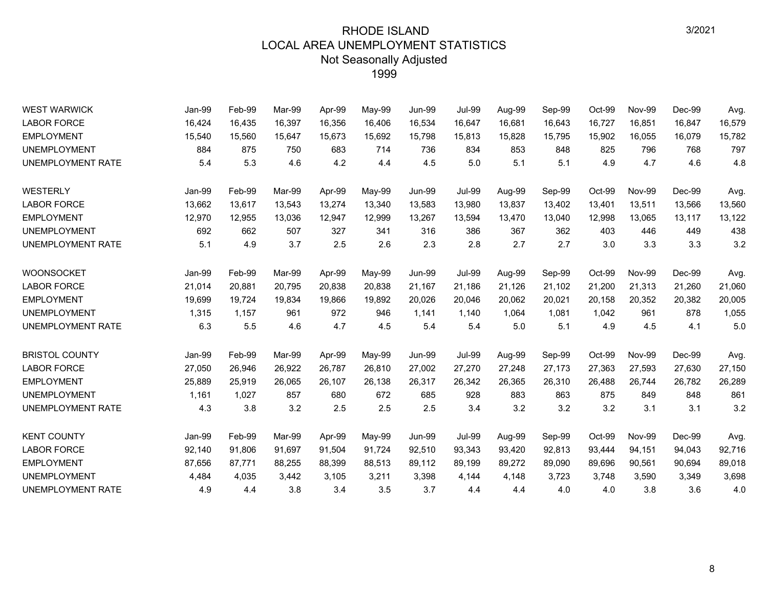# RHODE ISLAND
## LOCAL AREA UNEMPLOYMENT STATISTICS
### Not Seasonally Adjusted
### 1999

3/2021

| WEST WARWICK | Jan-99 | Feb-99 | Mar-99 | Apr-99 | May-99 | Jun-99 | Jul-99 | Aug-99 | Sep-99 | Oct-99 | Nov-99 | Dec-99 | Avg. |
|---|---|---|---|---|---|---|---|---|---|---|---|---|---|
| LABOR FORCE | 16,424 | 16,435 | 16,397 | 16,356 | 16,406 | 16,534 | 16,647 | 16,681 | 16,643 | 16,727 | 16,851 | 16,847 | 16,579 |
| EMPLOYMENT | 15,540 | 15,560 | 15,647 | 15,673 | 15,692 | 15,798 | 15,813 | 15,828 | 15,795 | 15,902 | 16,055 | 16,079 | 15,782 |
| UNEMPLOYMENT | 884 | 875 | 750 | 683 | 714 | 736 | 834 | 853 | 848 | 825 | 796 | 768 | 797 |
| UNEMPLOYMENT RATE | 5.4 | 5.3 | 4.6 | 4.2 | 4.4 | 4.5 | 5.0 | 5.1 | 5.1 | 4.9 | 4.7 | 4.6 | 4.8 |

| WESTERLY | Jan-99 | Feb-99 | Mar-99 | Apr-99 | May-99 | Jun-99 | Jul-99 | Aug-99 | Sep-99 | Oct-99 | Nov-99 | Dec-99 | Avg. |
|---|---|---|---|---|---|---|---|---|---|---|---|---|---|
| LABOR FORCE | 13,662 | 13,617 | 13,543 | 13,274 | 13,340 | 13,583 | 13,980 | 13,837 | 13,402 | 13,401 | 13,511 | 13,566 | 13,560 |
| EMPLOYMENT | 12,970 | 12,955 | 13,036 | 12,947 | 12,999 | 13,267 | 13,594 | 13,470 | 13,040 | 12,998 | 13,065 | 13,117 | 13,122 |
| UNEMPLOYMENT | 692 | 662 | 507 | 327 | 341 | 316 | 386 | 367 | 362 | 403 | 446 | 449 | 438 |
| UNEMPLOYMENT RATE | 5.1 | 4.9 | 3.7 | 2.5 | 2.6 | 2.3 | 2.8 | 2.7 | 2.7 | 3.0 | 3.3 | 3.3 | 3.2 |

| WOONSOCKET | Jan-99 | Feb-99 | Mar-99 | Apr-99 | May-99 | Jun-99 | Jul-99 | Aug-99 | Sep-99 | Oct-99 | Nov-99 | Dec-99 | Avg. |
|---|---|---|---|---|---|---|---|---|---|---|---|---|---|
| LABOR FORCE | 21,014 | 20,881 | 20,795 | 20,838 | 20,838 | 21,167 | 21,186 | 21,126 | 21,102 | 21,200 | 21,313 | 21,260 | 21,060 |
| EMPLOYMENT | 19,699 | 19,724 | 19,834 | 19,866 | 19,892 | 20,026 | 20,046 | 20,062 | 20,021 | 20,158 | 20,352 | 20,382 | 20,005 |
| UNEMPLOYMENT | 1,315 | 1,157 | 961 | 972 | 946 | 1,141 | 1,140 | 1,064 | 1,081 | 1,042 | 961 | 878 | 1,055 |
| UNEMPLOYMENT RATE | 6.3 | 5.5 | 4.6 | 4.7 | 4.5 | 5.4 | 5.4 | 5.0 | 5.1 | 4.9 | 4.5 | 4.1 | 5.0 |

| BRISTOL COUNTY | Jan-99 | Feb-99 | Mar-99 | Apr-99 | May-99 | Jun-99 | Jul-99 | Aug-99 | Sep-99 | Oct-99 | Nov-99 | Dec-99 | Avg. |
|---|---|---|---|---|---|---|---|---|---|---|---|---|---|
| LABOR FORCE | 27,050 | 26,946 | 26,922 | 26,787 | 26,810 | 27,002 | 27,270 | 27,248 | 27,173 | 27,363 | 27,593 | 27,630 | 27,150 |
| EMPLOYMENT | 25,889 | 25,919 | 26,065 | 26,107 | 26,138 | 26,317 | 26,342 | 26,365 | 26,310 | 26,488 | 26,744 | 26,782 | 26,289 |
| UNEMPLOYMENT | 1,161 | 1,027 | 857 | 680 | 672 | 685 | 928 | 883 | 863 | 875 | 849 | 848 | 861 |
| UNEMPLOYMENT RATE | 4.3 | 3.8 | 3.2 | 2.5 | 2.5 | 2.5 | 3.4 | 3.2 | 3.2 | 3.2 | 3.1 | 3.1 | 3.2 |

| KENT COUNTY | Jan-99 | Feb-99 | Mar-99 | Apr-99 | May-99 | Jun-99 | Jul-99 | Aug-99 | Sep-99 | Oct-99 | Nov-99 | Dec-99 | Avg. |
|---|---|---|---|---|---|---|---|---|---|---|---|---|---|
| LABOR FORCE | 92,140 | 91,806 | 91,697 | 91,504 | 91,724 | 92,510 | 93,343 | 93,420 | 92,813 | 93,444 | 94,151 | 94,043 | 92,716 |
| EMPLOYMENT | 87,656 | 87,771 | 88,255 | 88,399 | 88,513 | 89,112 | 89,199 | 89,272 | 89,090 | 89,696 | 90,561 | 90,694 | 89,018 |
| UNEMPLOYMENT | 4,484 | 4,035 | 3,442 | 3,105 | 3,211 | 3,398 | 4,144 | 4,148 | 3,723 | 3,748 | 3,590 | 3,349 | 3,698 |
| UNEMPLOYMENT RATE | 4.9 | 4.4 | 3.8 | 3.4 | 3.5 | 3.7 | 4.4 | 4.4 | 4.0 | 4.0 | 3.8 | 3.6 | 4.0 |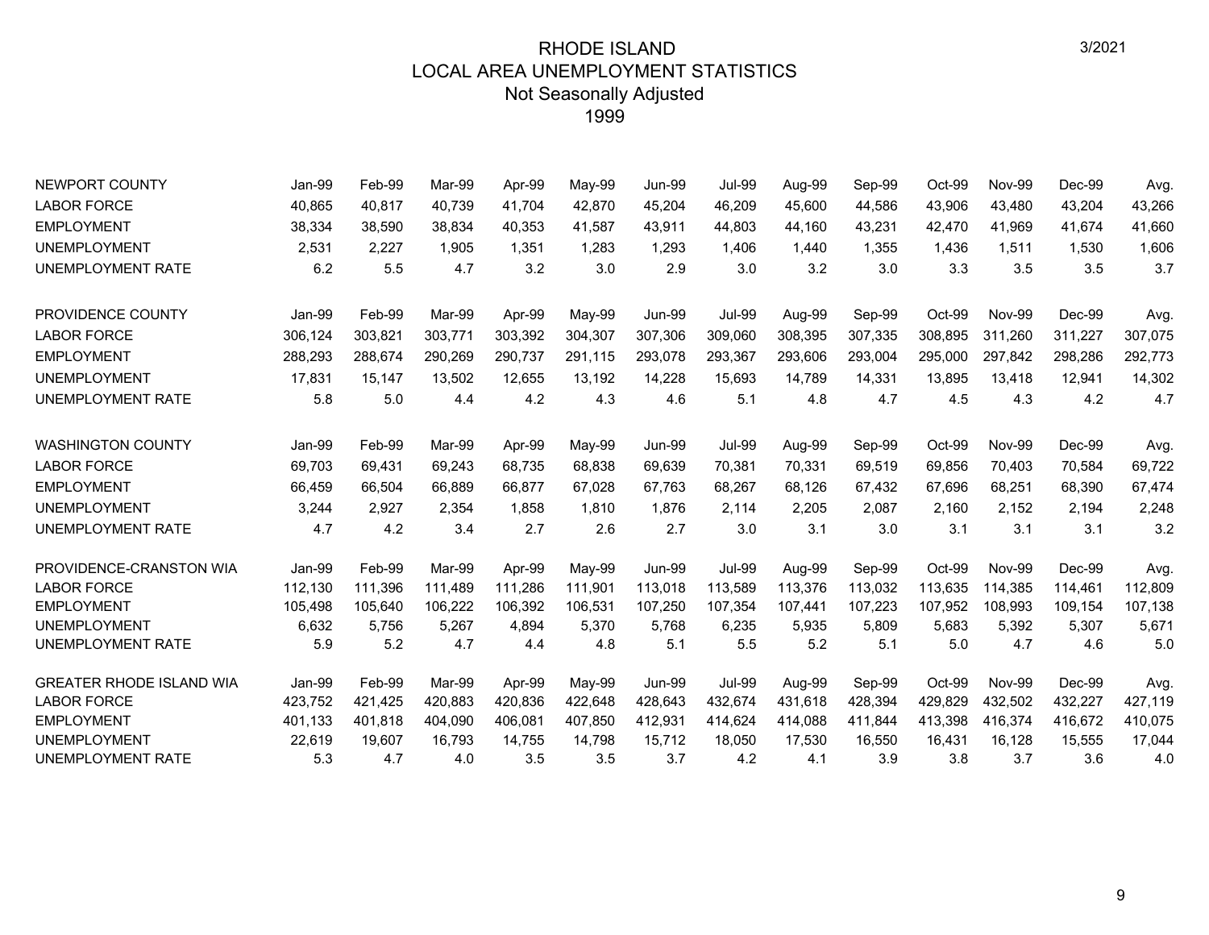# RHODE ISLAND
## LOCAL AREA UNEMPLOYMENT STATISTICS
### Not Seasonally Adjusted
### 1999

3/2021

| NEWPORT COUNTY | Jan-99 | Feb-99 | Mar-99 | Apr-99 | May-99 | Jun-99 | Jul-99 | Aug-99 | Sep-99 | Oct-99 | Nov-99 | Dec-99 | Avg. |
|---|---|---|---|---|---|---|---|---|---|---|---|---|---|
| LABOR FORCE | 40,865 | 40,817 | 40,739 | 41,704 | 42,870 | 45,204 | 46,209 | 45,600 | 44,586 | 43,906 | 43,480 | 43,204 | 43,266 |
| EMPLOYMENT | 38,334 | 38,590 | 38,834 | 40,353 | 41,587 | 43,911 | 44,803 | 44,160 | 43,231 | 42,470 | 41,969 | 41,674 | 41,660 |
| UNEMPLOYMENT | 2,531 | 2,227 | 1,905 | 1,351 | 1,283 | 1,293 | 1,406 | 1,440 | 1,355 | 1,436 | 1,511 | 1,530 | 1,606 |
| UNEMPLOYMENT RATE | 6.2 | 5.5 | 4.7 | 3.2 | 3.0 | 2.9 | 3.0 | 3.2 | 3.0 | 3.3 | 3.5 | 3.5 | 3.7 |

| PROVIDENCE COUNTY | Jan-99 | Feb-99 | Mar-99 | Apr-99 | May-99 | Jun-99 | Jul-99 | Aug-99 | Sep-99 | Oct-99 | Nov-99 | Dec-99 | Avg. |
|---|---|---|---|---|---|---|---|---|---|---|---|---|---|
| LABOR FORCE | 306,124 | 303,821 | 303,771 | 303,392 | 304,307 | 307,306 | 309,060 | 308,395 | 307,335 | 308,895 | 311,260 | 311,227 | 307,075 |
| EMPLOYMENT | 288,293 | 288,674 | 290,269 | 290,737 | 291,115 | 293,078 | 293,367 | 293,606 | 293,004 | 295,000 | 297,842 | 298,286 | 292,773 |
| UNEMPLOYMENT | 17,831 | 15,147 | 13,502 | 12,655 | 13,192 | 14,228 | 15,693 | 14,789 | 14,331 | 13,895 | 13,418 | 12,941 | 14,302 |
| UNEMPLOYMENT RATE | 5.8 | 5.0 | 4.4 | 4.2 | 4.3 | 4.6 | 5.1 | 4.8 | 4.7 | 4.5 | 4.3 | 4.2 | 4.7 |

| WASHINGTON COUNTY | Jan-99 | Feb-99 | Mar-99 | Apr-99 | May-99 | Jun-99 | Jul-99 | Aug-99 | Sep-99 | Oct-99 | Nov-99 | Dec-99 | Avg. |
|---|---|---|---|---|---|---|---|---|---|---|---|---|---|
| LABOR FORCE | 69,703 | 69,431 | 69,243 | 68,735 | 68,838 | 69,639 | 70,381 | 70,331 | 69,519 | 69,856 | 70,403 | 70,584 | 69,722 |
| EMPLOYMENT | 66,459 | 66,504 | 66,889 | 66,877 | 67,028 | 67,763 | 68,267 | 68,126 | 67,432 | 67,696 | 68,251 | 68,390 | 67,474 |
| UNEMPLOYMENT | 3,244 | 2,927 | 2,354 | 1,858 | 1,810 | 1,876 | 2,114 | 2,205 | 2,087 | 2,160 | 2,152 | 2,194 | 2,248 |
| UNEMPLOYMENT RATE | 4.7 | 4.2 | 3.4 | 2.7 | 2.6 | 2.7 | 3.0 | 3.1 | 3.0 | 3.1 | 3.1 | 3.1 | 3.2 |

| PROVIDENCE-CRANSTON WIA | Jan-99 | Feb-99 | Mar-99 | Apr-99 | May-99 | Jun-99 | Jul-99 | Aug-99 | Sep-99 | Oct-99 | Nov-99 | Dec-99 | Avg. |
|---|---|---|---|---|---|---|---|---|---|---|---|---|---|
| LABOR FORCE | 112,130 | 111,396 | 111,489 | 111,286 | 111,901 | 113,018 | 113,589 | 113,376 | 113,032 | 113,635 | 114,385 | 114,461 | 112,809 |
| EMPLOYMENT | 105,498 | 105,640 | 106,222 | 106,392 | 106,531 | 107,250 | 107,354 | 107,441 | 107,223 | 107,952 | 108,993 | 109,154 | 107,138 |
| UNEMPLOYMENT | 6,632 | 5,756 | 5,267 | 4,894 | 5,370 | 5,768 | 6,235 | 5,935 | 5,809 | 5,683 | 5,392 | 5,307 | 5,671 |
| UNEMPLOYMENT RATE | 5.9 | 5.2 | 4.7 | 4.4 | 4.8 | 5.1 | 5.5 | 5.2 | 5.1 | 5.0 | 4.7 | 4.6 | 5.0 |

| GREATER RHODE ISLAND WIA | Jan-99 | Feb-99 | Mar-99 | Apr-99 | May-99 | Jun-99 | Jul-99 | Aug-99 | Sep-99 | Oct-99 | Nov-99 | Dec-99 | Avg. |
|---|---|---|---|---|---|---|---|---|---|---|---|---|---|
| LABOR FORCE | 423,752 | 421,425 | 420,883 | 420,836 | 422,648 | 428,643 | 432,674 | 431,618 | 428,394 | 429,829 | 432,502 | 432,227 | 427,119 |
| EMPLOYMENT | 401,133 | 401,818 | 404,090 | 406,081 | 407,850 | 412,931 | 414,624 | 414,088 | 411,844 | 413,398 | 416,374 | 416,672 | 410,075 |
| UNEMPLOYMENT | 22,619 | 19,607 | 16,793 | 14,755 | 14,798 | 15,712 | 18,050 | 17,530 | 16,550 | 16,431 | 16,128 | 15,555 | 17,044 |
| UNEMPLOYMENT RATE | 5.3 | 4.7 | 4.0 | 3.5 | 3.5 | 3.7 | 4.2 | 4.1 | 3.9 | 3.8 | 3.7 | 3.6 | 4.0 |